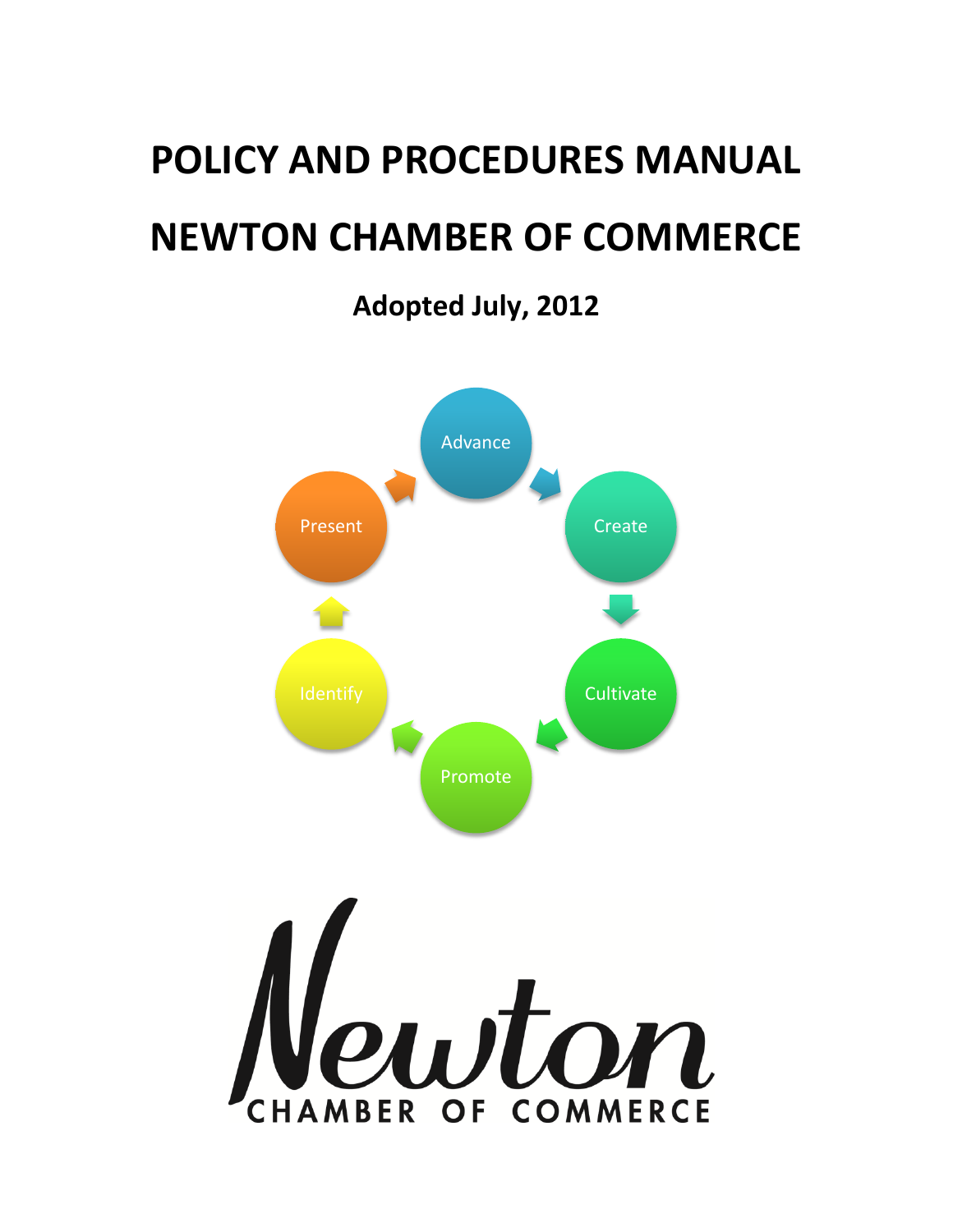# POLICY AND PROCEDURES MANUAL

# NEWTON CHAMBER OF COMMERCE

**Adopted July, 2012**

Advance

Create

Cultivate

Promote

Identify

Present

Newton

CHAMBER OF COMMERCE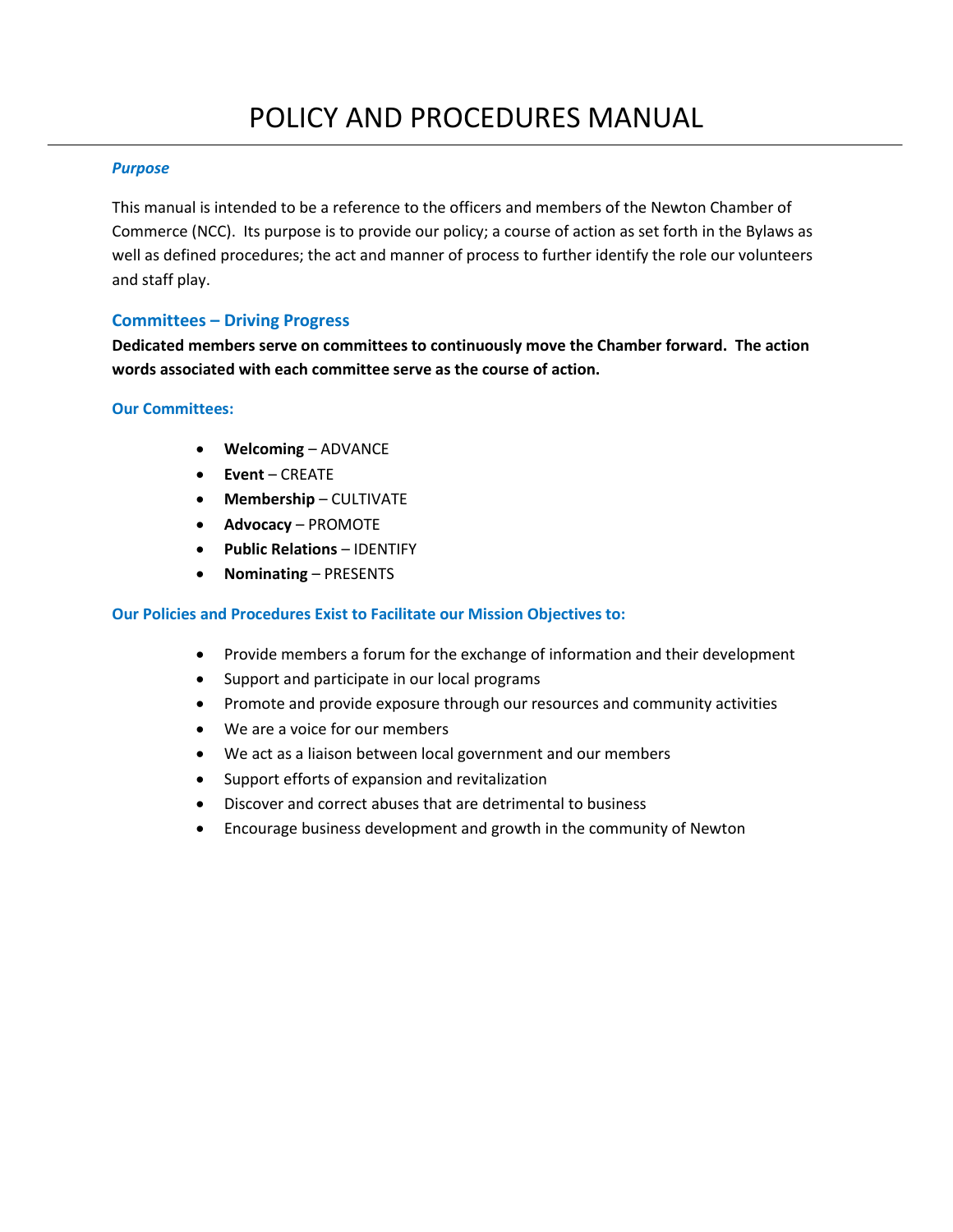# POLICY AND PROCEDURES MANUAL

***Purpose***

This manual is intended to be a reference to the officers and members of the Newton Chamber of Commerce (NCC). Its purpose is to provide our policy; a course of action as set forth in the Bylaws as well as defined procedures; the act and manner of process to further identify the role our volunteers and staff play.

## Committees – Driving Progress

**Dedicated members serve on committees to continuously move the Chamber forward. The action words associated with each committee serve as the course of action.**

### Our Committees:

- **Welcoming** – ADVANCE
- **Event** – CREATE
- **Membership** – CULTIVATE
- **Advocacy** – PROMOTE
- **Public Relations** – IDENTIFY
- **Nominating** – PRESENTS

### Our Policies and Procedures Exist to Facilitate our Mission Objectives to:

- Provide members a forum for the exchange of information and their development
- Support and participate in our local programs
- Promote and provide exposure through our resources and community activities
- We are a voice for our members
- We act as a liaison between local government and our members
- Support efforts of expansion and revitalization
- Discover and correct abuses that are detrimental to business
- Encourage business development and growth in the community of Newton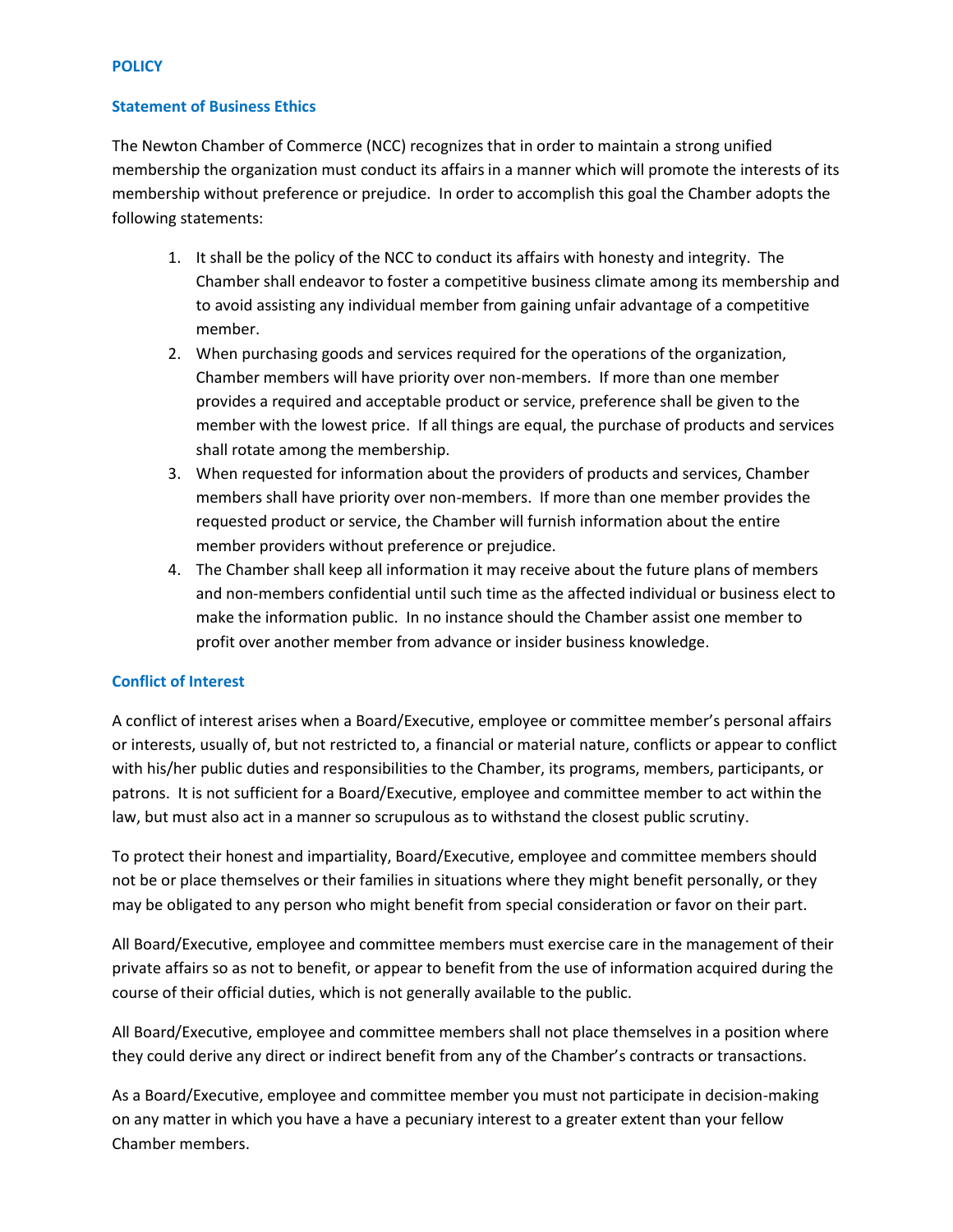## POLICY

### Statement of Business Ethics

The Newton Chamber of Commerce (NCC) recognizes that in order to maintain a strong unified membership the organization must conduct its affairs in a manner which will promote the interests of its membership without preference or prejudice. In order to accomplish this goal the Chamber adopts the following statements:

1. It shall be the policy of the NCC to conduct its affairs with honesty and integrity. The Chamber shall endeavor to foster a competitive business climate among its membership and to avoid assisting any individual member from gaining unfair advantage of a competitive member.
2. When purchasing goods and services required for the operations of the organization, Chamber members will have priority over non-members. If more than one member provides a required and acceptable product or service, preference shall be given to the member with the lowest price. If all things are equal, the purchase of products and services shall rotate among the membership.
3. When requested for information about the providers of products and services, Chamber members shall have priority over non-members. If more than one member provides the requested product or service, the Chamber will furnish information about the entire member providers without preference or prejudice.
4. The Chamber shall keep all information it may receive about the future plans of members and non-members confidential until such time as the affected individual or business elect to make the information public. In no instance should the Chamber assist one member to profit over another member from advance or insider business knowledge.

### Conflict of Interest

A conflict of interest arises when a Board/Executive, employee or committee member's personal affairs or interests, usually of, but not restricted to, a financial or material nature, conflicts or appear to conflict with his/her public duties and responsibilities to the Chamber, its programs, members, participants, or patrons. It is not sufficient for a Board/Executive, employee and committee member to act within the law, but must also act in a manner so scrupulous as to withstand the closest public scrutiny.

To protect their honest and impartiality, Board/Executive, employee and committee members should not be or place themselves or their families in situations where they might benefit personally, or they may be obligated to any person who might benefit from special consideration or favor on their part.

All Board/Executive, employee and committee members must exercise care in the management of their private affairs so as not to benefit, or appear to benefit from the use of information acquired during the course of their official duties, which is not generally available to the public.

All Board/Executive, employee and committee members shall not place themselves in a position where they could derive any direct or indirect benefit from any of the Chamber's contracts or transactions.

As a Board/Executive, employee and committee member you must not participate in decision-making on any matter in which you have a have a pecuniary interest to a greater extent than your fellow Chamber members.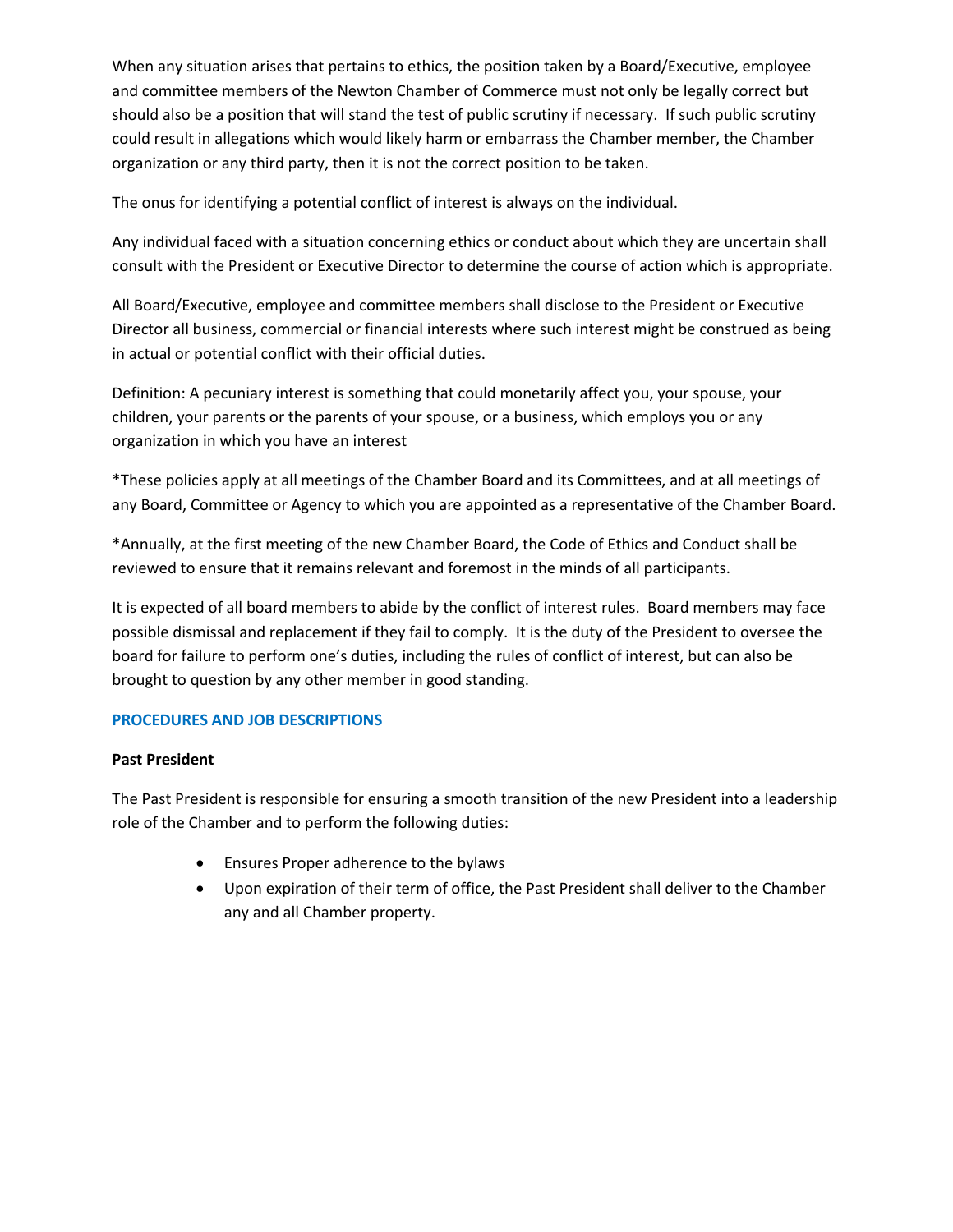When any situation arises that pertains to ethics, the position taken by a Board/Executive, employee and committee members of the Newton Chamber of Commerce must not only be legally correct but should also be a position that will stand the test of public scrutiny if necessary. If such public scrutiny could result in allegations which would likely harm or embarrass the Chamber member, the Chamber organization or any third party, then it is not the correct position to be taken.

The onus for identifying a potential conflict of interest is always on the individual.

Any individual faced with a situation concerning ethics or conduct about which they are uncertain shall consult with the President or Executive Director to determine the course of action which is appropriate.

All Board/Executive, employee and committee members shall disclose to the President or Executive Director all business, commercial or financial interests where such interest might be construed as being in actual or potential conflict with their official duties.

Definition: A pecuniary interest is something that could monetarily affect you, your spouse, your children, your parents or the parents of your spouse, or a business, which employs you or any organization in which you have an interest

*These policies apply at all meetings of the Chamber Board and its Committees, and at all meetings of any Board, Committee or Agency to which you are appointed as a representative of the Chamber Board.

*Annually, at the first meeting of the new Chamber Board, the Code of Ethics and Conduct shall be reviewed to ensure that it remains relevant and foremost in the minds of all participants.

It is expected of all board members to abide by the conflict of interest rules. Board members may face possible dismissal and replacement if they fail to comply. It is the duty of the President to oversee the board for failure to perform one's duties, including the rules of conflict of interest, but can also be brought to question by any other member in good standing.

## PROCEDURES AND JOB DESCRIPTIONS

**Past President**

The Past President is responsible for ensuring a smooth transition of the new President into a leadership role of the Chamber and to perform the following duties:

- Ensures Proper adherence to the bylaws
- Upon expiration of their term of office, the Past President shall deliver to the Chamber any and all Chamber property.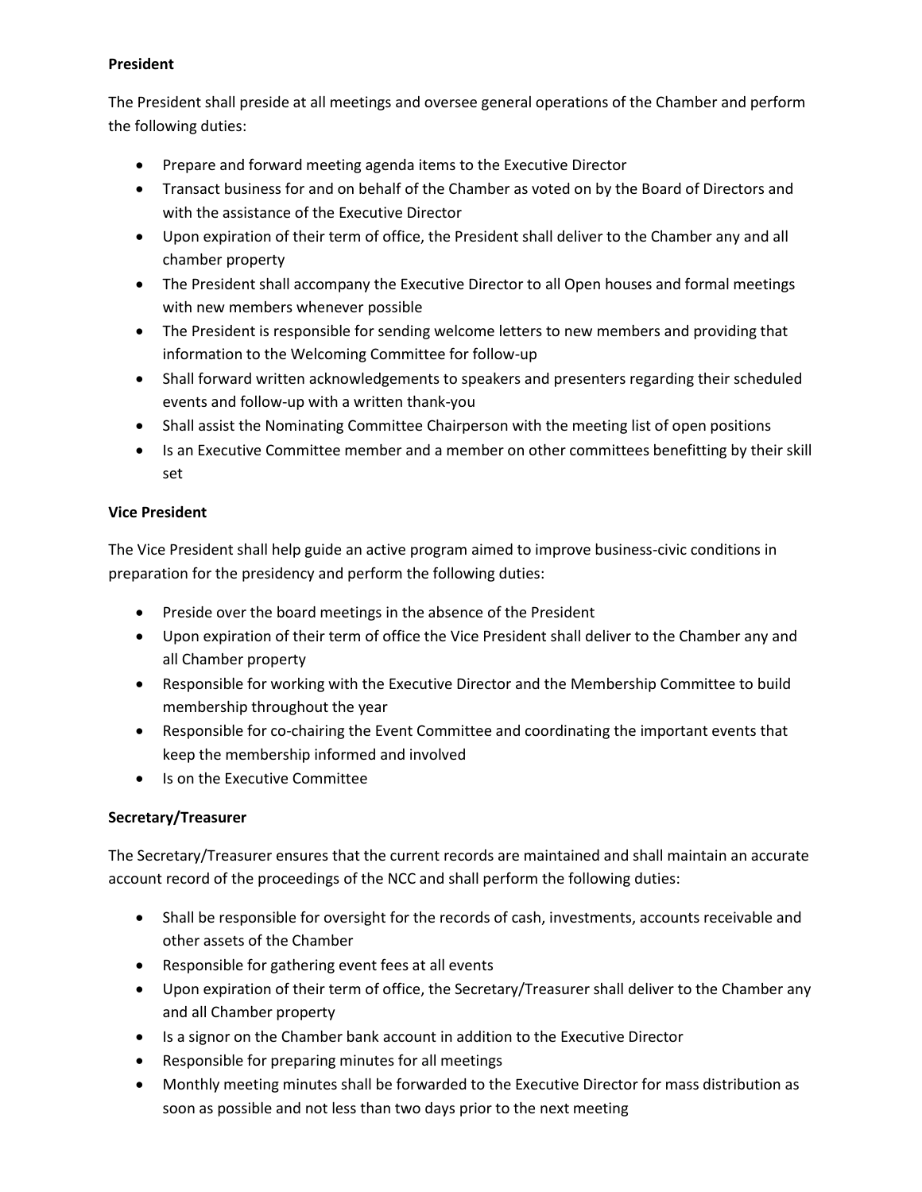**President**

The President shall preside at all meetings and oversee general operations of the Chamber and perform the following duties:

- Prepare and forward meeting agenda items to the Executive Director
- Transact business for and on behalf of the Chamber as voted on by the Board of Directors and with the assistance of the Executive Director
- Upon expiration of their term of office, the President shall deliver to the Chamber any and all chamber property
- The President shall accompany the Executive Director to all Open houses and formal meetings with new members whenever possible
- The President is responsible for sending welcome letters to new members and providing that information to the Welcoming Committee for follow-up
- Shall forward written acknowledgements to speakers and presenters regarding their scheduled events and follow-up with a written thank-you
- Shall assist the Nominating Committee Chairperson with the meeting list of open positions
- Is an Executive Committee member and a member on other committees benefitting by their skill set

**Vice President**

The Vice President shall help guide an active program aimed to improve business-civic conditions in preparation for the presidency and perform the following duties:

- Preside over the board meetings in the absence of the President
- Upon expiration of their term of office the Vice President shall deliver to the Chamber any and all Chamber property
- Responsible for working with the Executive Director and the Membership Committee to build membership throughout the year
- Responsible for co-chairing the Event Committee and coordinating the important events that keep the membership informed and involved
- Is on the Executive Committee

**Secretary/Treasurer**

The Secretary/Treasurer ensures that the current records are maintained and shall maintain an accurate account record of the proceedings of the NCC and shall perform the following duties:

- Shall be responsible for oversight for the records of cash, investments, accounts receivable and other assets of the Chamber
- Responsible for gathering event fees at all events
- Upon expiration of their term of office, the Secretary/Treasurer shall deliver to the Chamber any and all Chamber property
- Is a signor on the Chamber bank account in addition to the Executive Director
- Responsible for preparing minutes for all meetings
- Monthly meeting minutes shall be forwarded to the Executive Director for mass distribution as soon as possible and not less than two days prior to the next meeting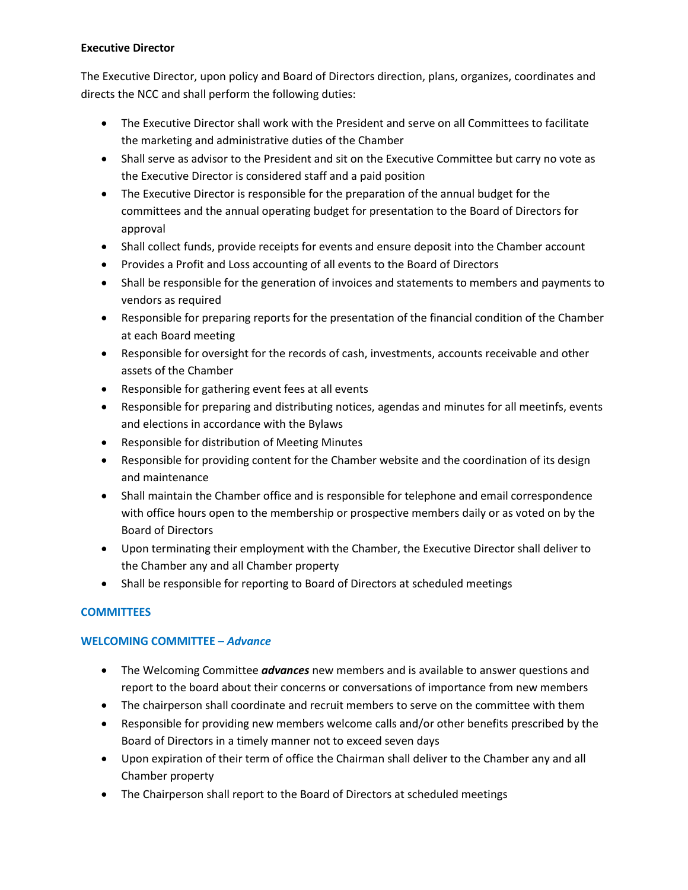**Executive Director**

The Executive Director, upon policy and Board of Directors direction, plans, organizes, coordinates and directs the NCC and shall perform the following duties:

- The Executive Director shall work with the President and serve on all Committees to facilitate the marketing and administrative duties of the Chamber
- Shall serve as advisor to the President and sit on the Executive Committee but carry no vote as the Executive Director is considered staff and a paid position
- The Executive Director is responsible for the preparation of the annual budget for the committees and the annual operating budget for presentation to the Board of Directors for approval
- Shall collect funds, provide receipts for events and ensure deposit into the Chamber account
- Provides a Profit and Loss accounting of all events to the Board of Directors
- Shall be responsible for the generation of invoices and statements to members and payments to vendors as required
- Responsible for preparing reports for the presentation of the financial condition of the Chamber at each Board meeting
- Responsible for oversight for the records of cash, investments, accounts receivable and other assets of the Chamber
- Responsible for gathering event fees at all events
- Responsible for preparing and distributing notices, agendas and minutes for all meetinfs, events and elections in accordance with the Bylaws
- Responsible for distribution of Meeting Minutes
- Responsible for providing content for the Chamber website and the coordination of its design and maintenance
- Shall maintain the Chamber office and is responsible for telephone and email correspondence with office hours open to the membership or prospective members daily or as voted on by the Board of Directors
- Upon terminating their employment with the Chamber, the Executive Director shall deliver to the Chamber any and all Chamber property
- Shall be responsible for reporting to Board of Directors at scheduled meetings

## COMMITTEES

### WELCOMING COMMITTEE – *Advance*

- The Welcoming Committee ***advances*** new members and is available to answer questions and report to the board about their concerns or conversations of importance from new members
- The chairperson shall coordinate and recruit members to serve on the committee with them
- Responsible for providing new members welcome calls and/or other benefits prescribed by the Board of Directors in a timely manner not to exceed seven days
- Upon expiration of their term of office the Chairman shall deliver to the Chamber any and all Chamber property
- The Chairperson shall report to the Board of Directors at scheduled meetings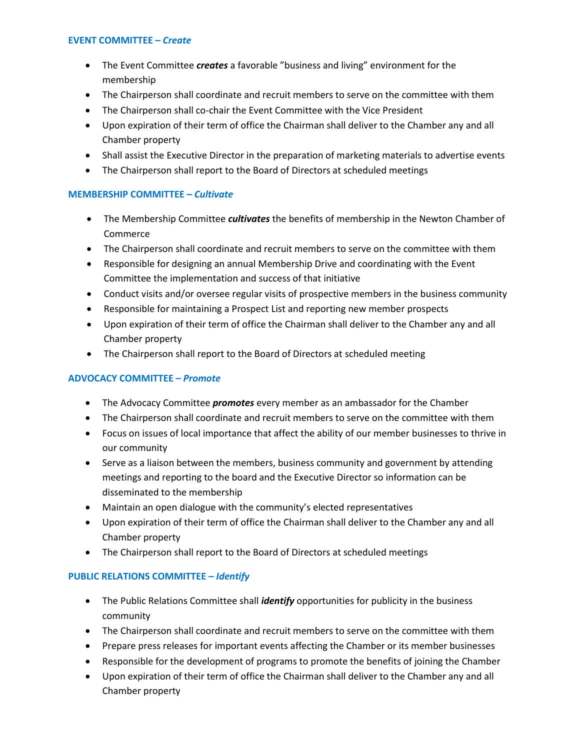### **EVENT COMMITTEE –** ***Create***

- The Event Committee ***creates*** a favorable ”business and living” environment for the membership
- The Chairperson shall coordinate and recruit members to serve on the committee with them
- The Chairperson shall co-chair the Event Committee with the Vice President
- Upon expiration of their term of office the Chairman shall deliver to the Chamber any and all Chamber property
- Shall assist the Executive Director in the preparation of marketing materials to advertise events
- The Chairperson shall report to the Board of Directors at scheduled meetings

### **MEMBERSHIP COMMITTEE –** ***Cultivate***

- The Membership Committee ***cultivates*** the benefits of membership in the Newton Chamber of Commerce
- The Chairperson shall coordinate and recruit members to serve on the committee with them
- Responsible for designing an annual Membership Drive and coordinating with the Event Committee the implementation and success of that initiative
- Conduct visits and/or oversee regular visits of prospective members in the business community
- Responsible for maintaining a Prospect List and reporting new member prospects
- Upon expiration of their term of office the Chairman shall deliver to the Chamber any and all Chamber property
- The Chairperson shall report to the Board of Directors at scheduled meeting

### **ADVOCACY COMMITTEE –** ***Promote***

- The Advocacy Committee ***promotes*** every member as an ambassador for the Chamber
- The Chairperson shall coordinate and recruit members to serve on the committee with them
- Focus on issues of local importance that affect the ability of our member businesses to thrive in our community
- Serve as a liaison between the members, business community and government by attending meetings and reporting to the board and the Executive Director so information can be disseminated to the membership
- Maintain an open dialogue with the community’s elected representatives
- Upon expiration of their term of office the Chairman shall deliver to the Chamber any and all Chamber property
- The Chairperson shall report to the Board of Directors at scheduled meetings

### **PUBLIC RELATIONS COMMITTEE –** ***Identify***

- The Public Relations Committee shall ***identify*** opportunities for publicity in the business community
- The Chairperson shall coordinate and recruit members to serve on the committee with them
- Prepare press releases for important events affecting the Chamber or its member businesses
- Responsible for the development of programs to promote the benefits of joining the Chamber
- Upon expiration of their term of office the Chairman shall deliver to the Chamber any and all Chamber property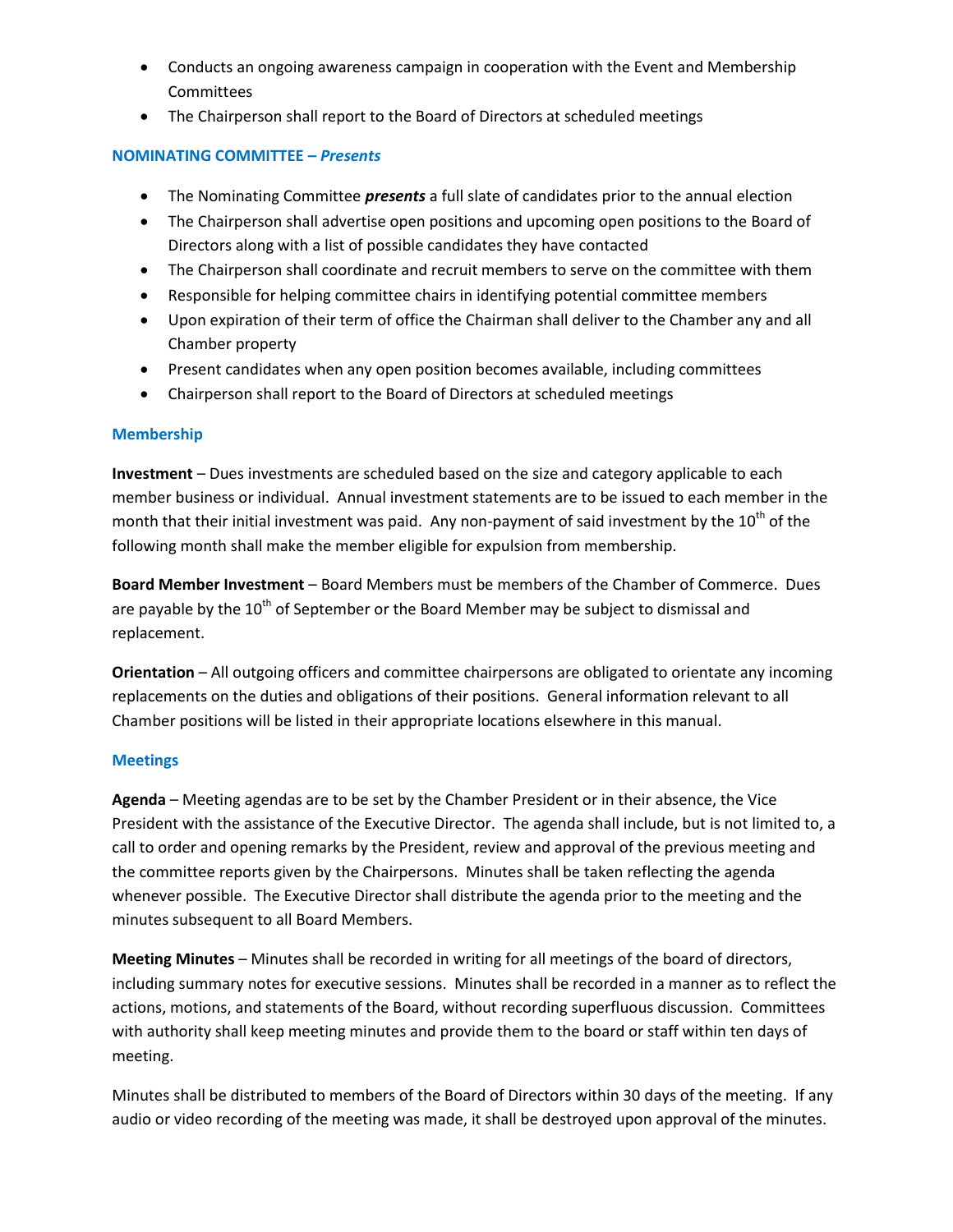- Conducts an ongoing awareness campaign in cooperation with the Event and Membership Committees
- The Chairperson shall report to the Board of Directors at scheduled meetings

### NOMINATING COMMITTEE – *Presents*

- The Nominating Committee ***presents*** a full slate of candidates prior to the annual election
- The Chairperson shall advertise open positions and upcoming open positions to the Board of Directors along with a list of possible candidates they have contacted
- The Chairperson shall coordinate and recruit members to serve on the committee with them
- Responsible for helping committee chairs in identifying potential committee members
- Upon expiration of their term of office the Chairman shall deliver to the Chamber any and all Chamber property
- Present candidates when any open position becomes available, including committees
- Chairperson shall report to the Board of Directors at scheduled meetings

### Membership

**Investment** – Dues investments are scheduled based on the size and category applicable to each member business or individual. Annual investment statements are to be issued to each member in the month that their initial investment was paid. Any non-payment of said investment by the 10th of the following month shall make the member eligible for expulsion from membership.

**Board Member Investment** – Board Members must be members of the Chamber of Commerce. Dues are payable by the 10th of September or the Board Member may be subject to dismissal and replacement.

**Orientation** – All outgoing officers and committee chairpersons are obligated to orientate any incoming replacements on the duties and obligations of their positions. General information relevant to all Chamber positions will be listed in their appropriate locations elsewhere in this manual.

### Meetings

**Agenda** – Meeting agendas are to be set by the Chamber President or in their absence, the Vice President with the assistance of the Executive Director. The agenda shall include, but is not limited to, a call to order and opening remarks by the President, review and approval of the previous meeting and the committee reports given by the Chairpersons. Minutes shall be taken reflecting the agenda whenever possible. The Executive Director shall distribute the agenda prior to the meeting and the minutes subsequent to all Board Members.

**Meeting Minutes** – Minutes shall be recorded in writing for all meetings of the board of directors, including summary notes for executive sessions. Minutes shall be recorded in a manner as to reflect the actions, motions, and statements of the Board, without recording superfluous discussion. Committees with authority shall keep meeting minutes and provide them to the board or staff within ten days of meeting.

Minutes shall be distributed to members of the Board of Directors within 30 days of the meeting. If any audio or video recording of the meeting was made, it shall be destroyed upon approval of the minutes.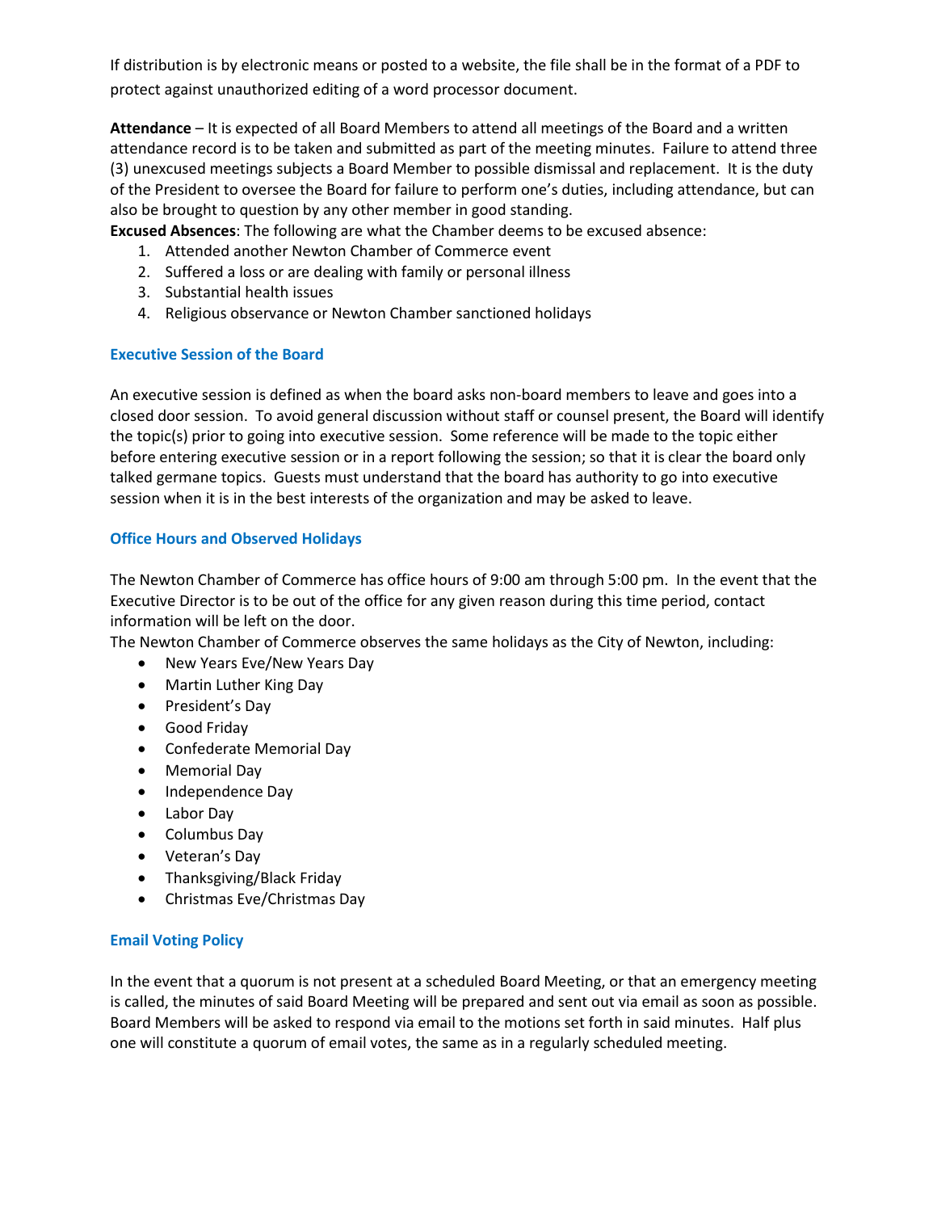If distribution is by electronic means or posted to a website, the file shall be in the format of a PDF to protect against unauthorized editing of a word processor document.

**Attendance** – It is expected of all Board Members to attend all meetings of the Board and a written attendance record is to be taken and submitted as part of the meeting minutes. Failure to attend three (3) unexcused meetings subjects a Board Member to possible dismissal and replacement. It is the duty of the President to oversee the Board for failure to perform one's duties, including attendance, but can also be brought to question by any other member in good standing.

**Excused Absences**: The following are what the Chamber deems to be excused absence:

1. Attended another Newton Chamber of Commerce event
2. Suffered a loss or are dealing with family or personal illness
3. Substantial health issues
4. Religious observance or Newton Chamber sanctioned holidays

### Executive Session of the Board

An executive session is defined as when the board asks non-board members to leave and goes into a closed door session. To avoid general discussion without staff or counsel present, the Board will identify the topic(s) prior to going into executive session. Some reference will be made to the topic either before entering executive session or in a report following the session; so that it is clear the board only talked germane topics. Guests must understand that the board has authority to go into executive session when it is in the best interests of the organization and may be asked to leave.

### Office Hours and Observed Holidays

The Newton Chamber of Commerce has office hours of 9:00 am through 5:00 pm. In the event that the Executive Director is to be out of the office for any given reason during this time period, contact information will be left on the door.

The Newton Chamber of Commerce observes the same holidays as the City of Newton, including:

- New Years Eve/New Years Day
- Martin Luther King Day
- President's Day
- Good Friday
- Confederate Memorial Day
- Memorial Day
- Independence Day
- Labor Day
- Columbus Day
- Veteran's Day
- Thanksgiving/Black Friday
- Christmas Eve/Christmas Day

### Email Voting Policy

In the event that a quorum is not present at a scheduled Board Meeting, or that an emergency meeting is called, the minutes of said Board Meeting will be prepared and sent out via email as soon as possible. Board Members will be asked to respond via email to the motions set forth in said minutes. Half plus one will constitute a quorum of email votes, the same as in a regularly scheduled meeting.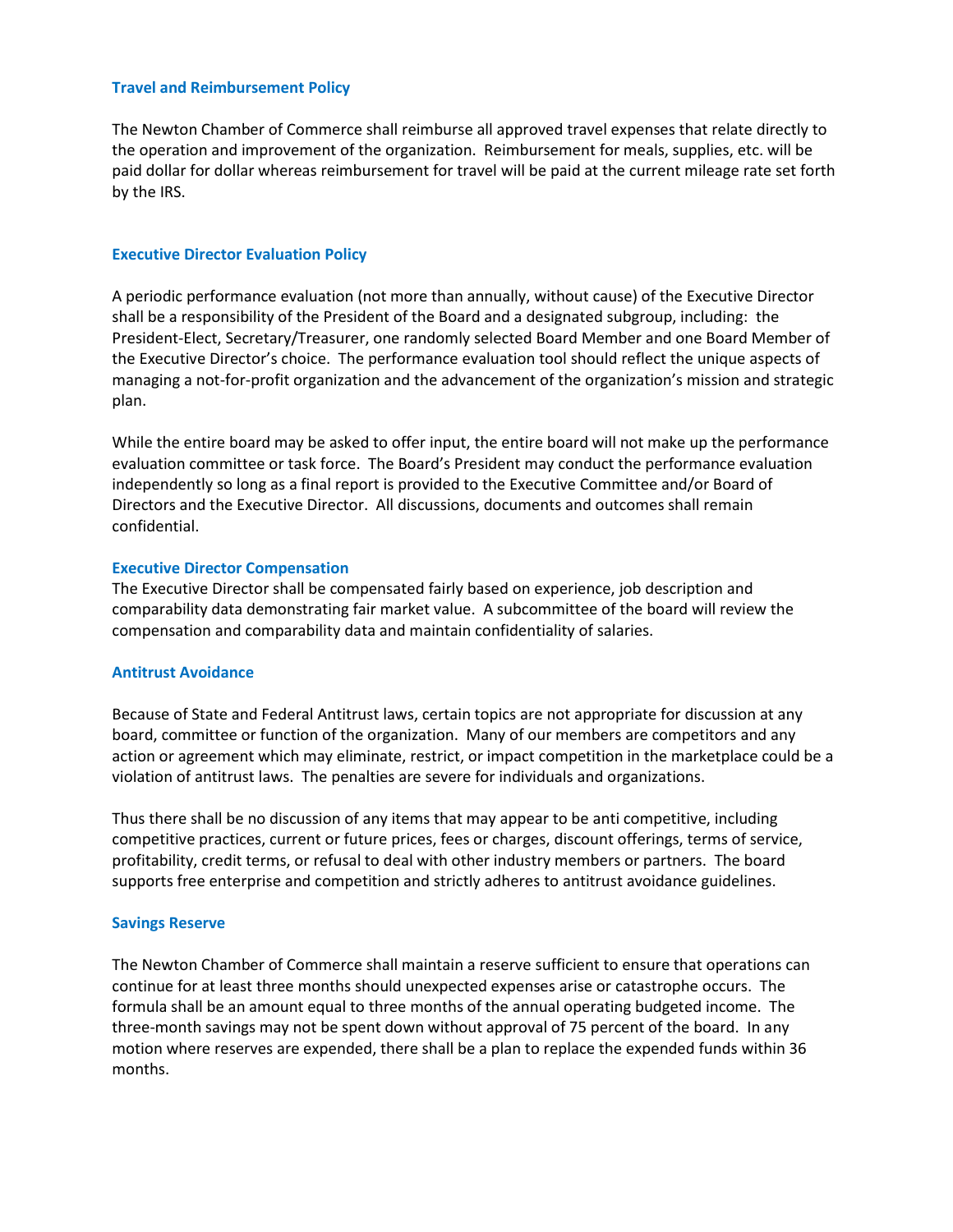### Travel and Reimbursement Policy

The Newton Chamber of Commerce shall reimburse all approved travel expenses that relate directly to the operation and improvement of the organization. Reimbursement for meals, supplies, etc. will be paid dollar for dollar whereas reimbursement for travel will be paid at the current mileage rate set forth by the IRS.

### Executive Director Evaluation Policy

A periodic performance evaluation (not more than annually, without cause) of the Executive Director shall be a responsibility of the President of the Board and a designated subgroup, including: the President-Elect, Secretary/Treasurer, one randomly selected Board Member and one Board Member of the Executive Director's choice. The performance evaluation tool should reflect the unique aspects of managing a not-for-profit organization and the advancement of the organization's mission and strategic plan.

While the entire board may be asked to offer input, the entire board will not make up the performance evaluation committee or task force. The Board's President may conduct the performance evaluation independently so long as a final report is provided to the Executive Committee and/or Board of Directors and the Executive Director. All discussions, documents and outcomes shall remain confidential.

### Executive Director Compensation

The Executive Director shall be compensated fairly based on experience, job description and comparability data demonstrating fair market value. A subcommittee of the board will review the compensation and comparability data and maintain confidentiality of salaries.

### Antitrust Avoidance

Because of State and Federal Antitrust laws, certain topics are not appropriate for discussion at any board, committee or function of the organization. Many of our members are competitors and any action or agreement which may eliminate, restrict, or impact competition in the marketplace could be a violation of antitrust laws. The penalties are severe for individuals and organizations.

Thus there shall be no discussion of any items that may appear to be anti competitive, including competitive practices, current or future prices, fees or charges, discount offerings, terms of service, profitability, credit terms, or refusal to deal with other industry members or partners. The board supports free enterprise and competition and strictly adheres to antitrust avoidance guidelines.

### Savings Reserve

The Newton Chamber of Commerce shall maintain a reserve sufficient to ensure that operations can continue for at least three months should unexpected expenses arise or catastrophe occurs. The formula shall be an amount equal to three months of the annual operating budgeted income. The three-month savings may not be spent down without approval of 75 percent of the board. In any motion where reserves are expended, there shall be a plan to replace the expended funds within 36 months.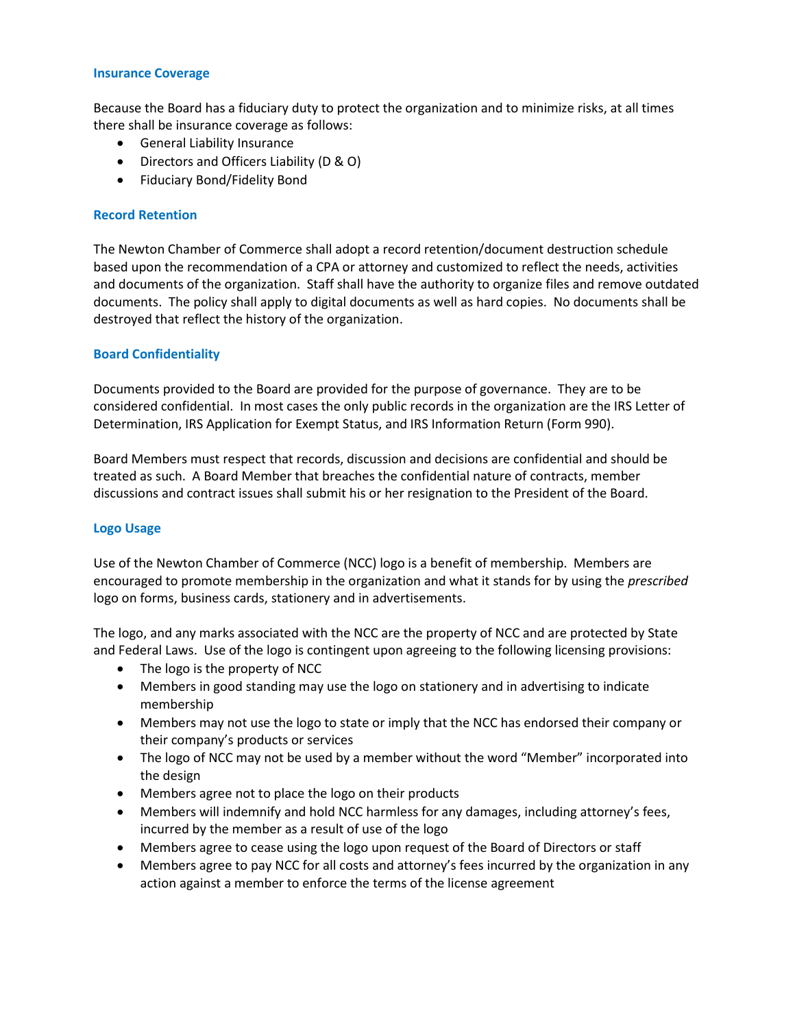### Insurance Coverage

Because the Board has a fiduciary duty to protect the organization and to minimize risks, at all times there shall be insurance coverage as follows:

- General Liability Insurance
- Directors and Officers Liability (D & O)
- Fiduciary Bond/Fidelity Bond

### Record Retention

The Newton Chamber of Commerce shall adopt a record retention/document destruction schedule based upon the recommendation of a CPA or attorney and customized to reflect the needs, activities and documents of the organization. Staff shall have the authority to organize files and remove outdated documents. The policy shall apply to digital documents as well as hard copies. No documents shall be destroyed that reflect the history of the organization.

### Board Confidentiality

Documents provided to the Board are provided for the purpose of governance. They are to be considered confidential. In most cases the only public records in the organization are the IRS Letter of Determination, IRS Application for Exempt Status, and IRS Information Return (Form 990).

Board Members must respect that records, discussion and decisions are confidential and should be treated as such. A Board Member that breaches the confidential nature of contracts, member discussions and contract issues shall submit his or her resignation to the President of the Board.

### Logo Usage

Use of the Newton Chamber of Commerce (NCC) logo is a benefit of membership. Members are encouraged to promote membership in the organization and what it stands for by using the *prescribed* logo on forms, business cards, stationery and in advertisements.

The logo, and any marks associated with the NCC are the property of NCC and are protected by State and Federal Laws. Use of the logo is contingent upon agreeing to the following licensing provisions:

- The logo is the property of NCC
- Members in good standing may use the logo on stationery and in advertising to indicate membership
- Members may not use the logo to state or imply that the NCC has endorsed their company or their company's products or services
- The logo of NCC may not be used by a member without the word "Member" incorporated into the design
- Members agree not to place the logo on their products
- Members will indemnify and hold NCC harmless for any damages, including attorney's fees, incurred by the member as a result of use of the logo
- Members agree to cease using the logo upon request of the Board of Directors or staff
- Members agree to pay NCC for all costs and attorney's fees incurred by the organization in any action against a member to enforce the terms of the license agreement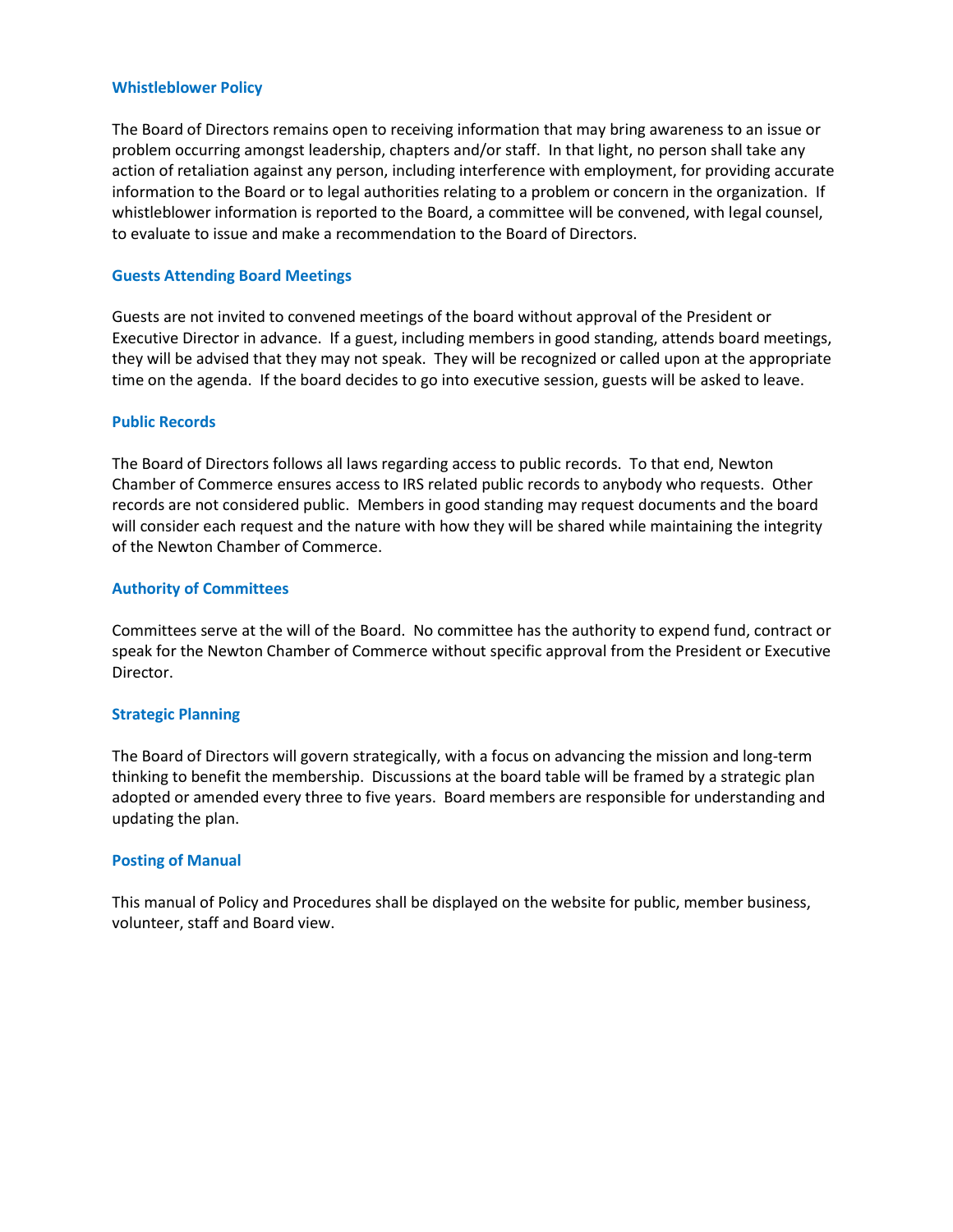### Whistleblower Policy

The Board of Directors remains open to receiving information that may bring awareness to an issue or problem occurring amongst leadership, chapters and/or staff. In that light, no person shall take any action of retaliation against any person, including interference with employment, for providing accurate information to the Board or to legal authorities relating to a problem or concern in the organization. If whistleblower information is reported to the Board, a committee will be convened, with legal counsel, to evaluate to issue and make a recommendation to the Board of Directors.

### Guests Attending Board Meetings

Guests are not invited to convened meetings of the board without approval of the President or Executive Director in advance. If a guest, including members in good standing, attends board meetings, they will be advised that they may not speak. They will be recognized or called upon at the appropriate time on the agenda. If the board decides to go into executive session, guests will be asked to leave.

### Public Records

The Board of Directors follows all laws regarding access to public records. To that end, Newton Chamber of Commerce ensures access to IRS related public records to anybody who requests. Other records are not considered public. Members in good standing may request documents and the board will consider each request and the nature with how they will be shared while maintaining the integrity of the Newton Chamber of Commerce.

### Authority of Committees

Committees serve at the will of the Board. No committee has the authority to expend fund, contract or speak for the Newton Chamber of Commerce without specific approval from the President or Executive Director.

### Strategic Planning

The Board of Directors will govern strategically, with a focus on advancing the mission and long-term thinking to benefit the membership. Discussions at the board table will be framed by a strategic plan adopted or amended every three to five years. Board members are responsible for understanding and updating the plan.

### Posting of Manual

This manual of Policy and Procedures shall be displayed on the website for public, member business, volunteer, staff and Board view.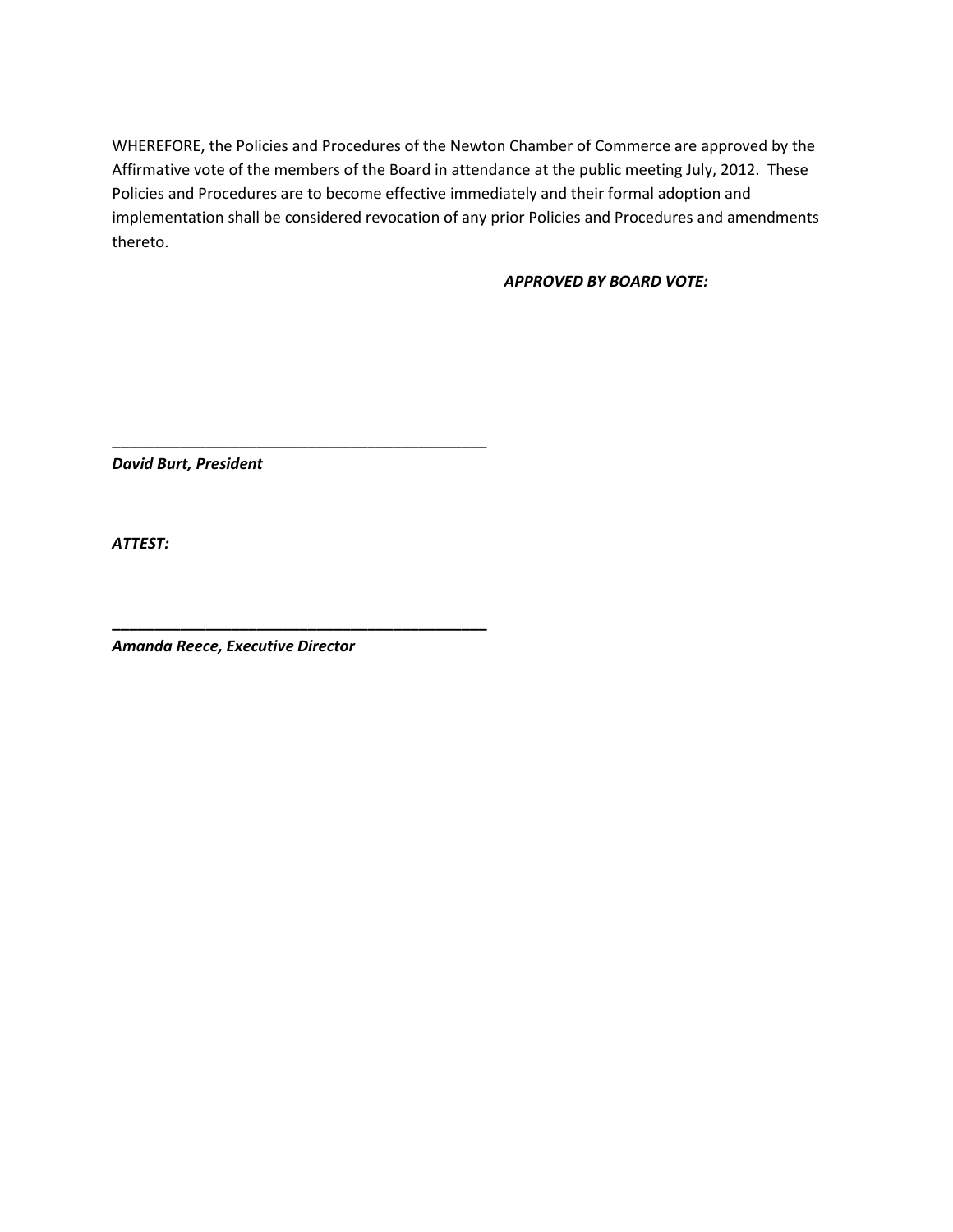WHEREFORE, the Policies and Procedures of the Newton Chamber of Commerce are approved by the Affirmative vote of the members of the Board in attendance at the public meeting July, 2012. These Policies and Procedures are to become effective immediately and their formal adoption and implementation shall be considered revocation of any prior Policies and Procedures and amendments thereto.

***APPROVED BY BOARD VOTE:***

______________________________________________

***David Burt, President***

***ATTEST:***

______________________________________________

***Amanda Reece, Executive Director***